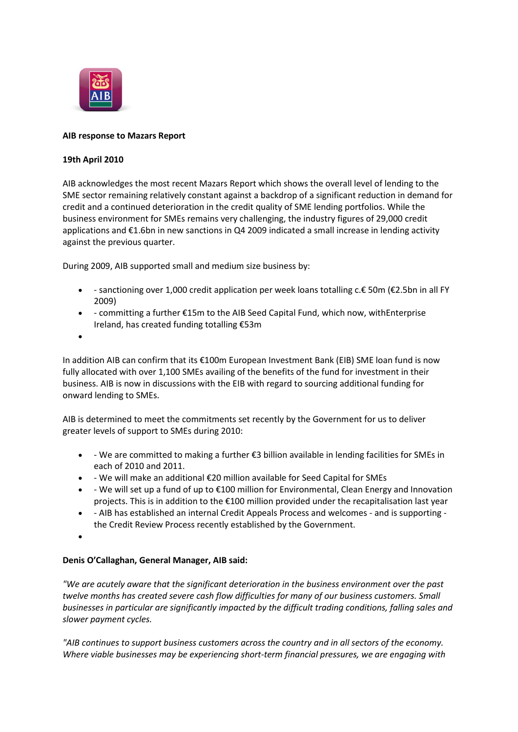**AIB response to Mazars Report**

**19th April 2010**

AIB acknowledges the most recent Mazars Report which shows the overall level of lending to the SME sector remaining relatively constant against a backdrop of a significant reduction in demand for credit and a continued deterioration in the credit quality of SME lending portfolios. While the business environment for SMEs remains very challenging, the industry figures of 29,000 credit applications and €1.6bn in new sanctions in Q4 2009 indicated a small increase in lending activity against the previous quarter.

During 2009, AIB supported small and medium size business by:

- - sanctioning over 1,000 credit application per week loans totalling c.€ 50m (€2.5bn in all FY 2009)
- - committing a further €15m to the AIB Seed Capital Fund, which now, withEnterprise Ireland, has created funding totalling €53m

In addition AIB can confirm that its €100m European Investment Bank (EIB) SME loan fund is now fully allocated with over 1,100 SMEs availing of the benefits of the fund for investment in their business. AIB is now in discussions with the EIB with regard to sourcing additional funding for onward lending to SMEs.

AIB is determined to meet the commitments set recently by the Government for us to deliver greater levels of support to SMEs during 2010:

- - We are committed to making a further €3 billion available in lending facilities for SMEs in each of 2010 and 2011.
- - We will make an additional €20 million available for Seed Capital for SMEs
- - We will set up a fund of up to €100 million for Environmental, Clean Energy and Innovation projects. This is in addition to the €100 million provided under the recapitalisation last year
- - AIB has established an internal Credit Appeals Process and welcomes - and is supporting - the Credit Review Process recently established by the Government.

**Denis O'Callaghan, General Manager, AIB said:**

*"We are acutely aware that the significant deterioration in the business environment over the past twelve months has created severe cash flow difficulties for many of our business customers. Small businesses in particular are significantly impacted by the difficult trading conditions, falling sales and slower payment cycles.*

*"AIB continues to support business customers across the country and in all sectors of the economy. Where viable businesses may be experiencing short-term financial pressures, we are engaging with*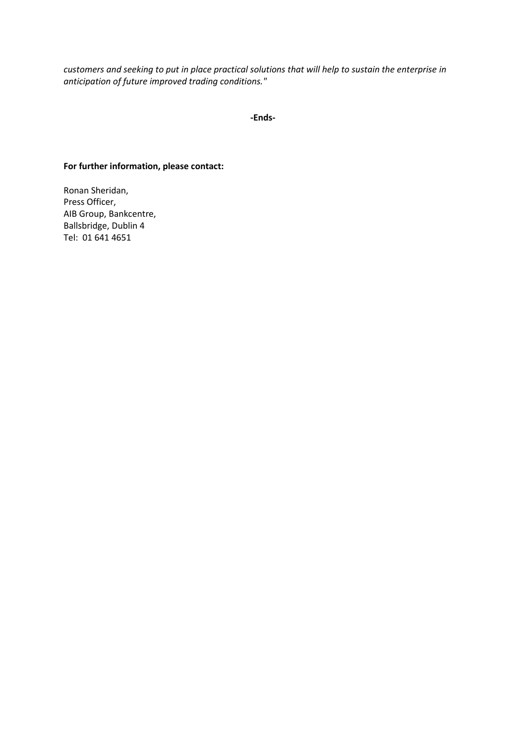*customers and seeking to put in place practical solutions that will help to sustain the enterprise in anticipation of future improved trading conditions."*

**-Ends-**

**For further information, please contact:**

Ronan Sheridan,
Press Officer,
AIB Group, Bankcentre,
Ballsbridge, Dublin 4
Tel: 01 641 4651